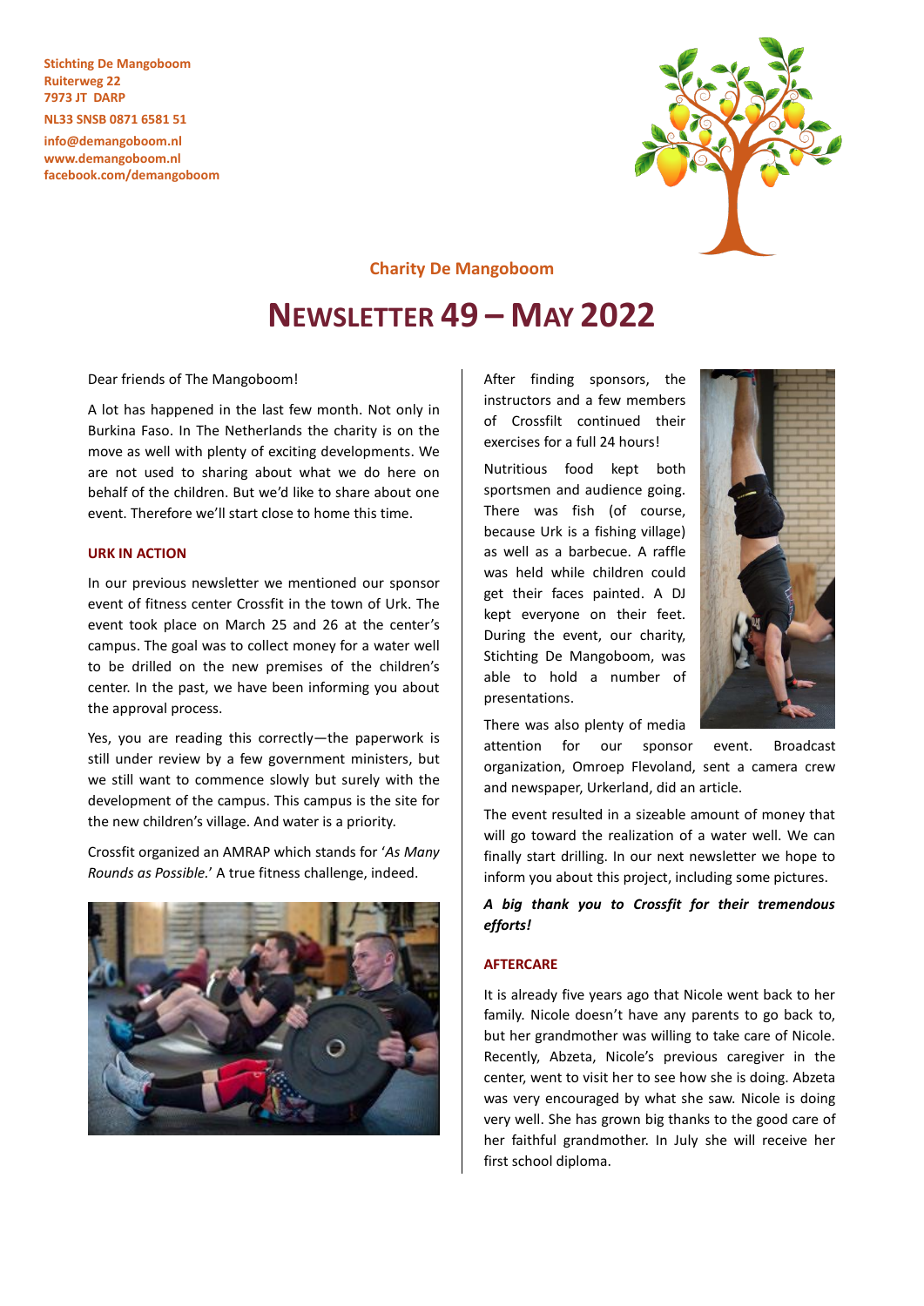Stichting De Mangoboom
Ruiterweg 22
7973 JT DARP

NL33 SNSB 0871 6581 51

info@demangoboom.nl
www.demangoboom.nl
facebook.com/demangoboom

Charity De Mangoboom

# NEWSLETTER 49 – MAY 2022

Dear friends of The Mangoboom!

A lot has happened in the last few month. Not only in Burkina Faso. In The Netherlands the charity is on the move as well with plenty of exciting developments. We are not used to sharing about what we do here on behalf of the children. But we'd like to share about one event. Therefore we'll start close to home this time.

## URK IN ACTION

In our previous newsletter we mentioned our sponsor event of fitness center Crossfit in the town of Urk. The event took place on March 25 and 26 at the center's campus. The goal was to collect money for a water well to be drilled on the new premises of the children's center. In the past, we have been informing you about the approval process.

Yes, you are reading this correctly—the paperwork is still under review by a few government ministers, but we still want to commence slowly but surely with the development of the campus. This campus is the site for the new children's village. And water is a priority.

Crossfit organized an AMRAP which stands for '*As Many Rounds as Possible.*' A true fitness challenge, indeed.

After finding sponsors, the instructors and a few members of Crossfilt continued their exercises for a full 24 hours!

Nutritious food kept both sportsmen and audience going. There was fish (of course, because Urk is a fishing village) as well as a barbecue. A raffle was held while children could get their faces painted. A DJ kept everyone on their feet. During the event, our charity, Stichting De Mangoboom, was able to hold a number of presentations.

There was also plenty of media attention for our sponsor event. Broadcast organization, Omroep Flevoland, sent a camera crew and newspaper, Urkerland, did an article.

The event resulted in a sizeable amount of money that will go toward the realization of a water well. We can finally start drilling. In our next newsletter we hope to inform you about this project, including some pictures.

***A big thank you to Crossfit for their tremendous efforts!***

## AFTERCARE

It is already five years ago that Nicole went back to her family. Nicole doesn't have any parents to go back to, but her grandmother was willing to take care of Nicole. Recently, Abzeta, Nicole's previous caregiver in the center, went to visit her to see how she is doing. Abzeta was very encouraged by what she saw. Nicole is doing very well. She has grown big thanks to the good care of her faithful grandmother. In July she will receive her first school diploma.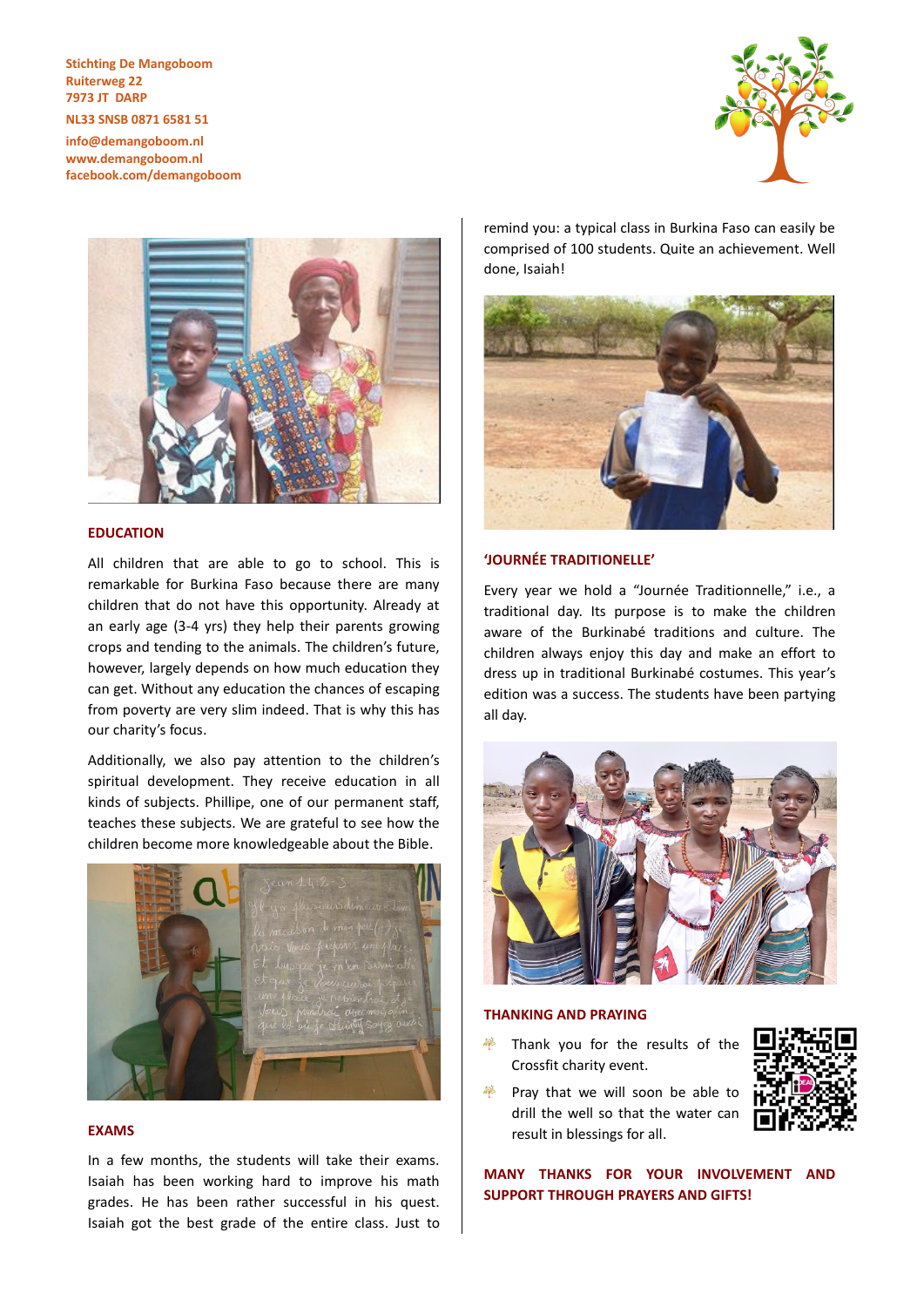Stichting De Mangoboom
Ruiterweg 22
7973 JT DARP
NL33 SNSB 0871 6581 51
info@demangoboom.nl
www.demangoboom.nl
facebook.com/demangoboom

## EDUCATION

All children that are able to go to school. This is remarkable for Burkina Faso because there are many children that do not have this opportunity. Already at an early age (3-4 yrs) they help their parents growing crops and tending to the animals. The children's future, however, largely depends on how much education they can get. Without any education the chances of escaping from poverty are very slim indeed. That is why this has our charity's focus.

Additionally, we also pay attention to the children's spiritual development. They receive education in all kinds of subjects. Phillipe, one of our permanent staff, teaches these subjects. We are grateful to see how the children become more knowledgeable about the Bible.

## EXAMS

In a few months, the students will take their exams. Isaiah has been working hard to improve his math grades. He has been rather successful in his quest. Isaiah got the best grade of the entire class. Just to remind you: a typical class in Burkina Faso can easily be comprised of 100 students. Quite an achievement. Well done, Isaiah!

## 'JOURNÉE TRADITIONELLE'

Every year we hold a "Journée Traditionnelle," i.e., a traditional day. Its purpose is to make the children aware of the Burkinabé traditions and culture. The children always enjoy this day and make an effort to dress up in traditional Burkinabé costumes. This year's edition was a success. The students have been partying all day.

## THANKING AND PRAYING

- Thank you for the results of the Crossfit charity event.
- Pray that we will soon be able to drill the well so that the water can result in blessings for all.

**MANY THANKS FOR YOUR INVOLVEMENT AND SUPPORT THROUGH PRAYERS AND GIFTS!**